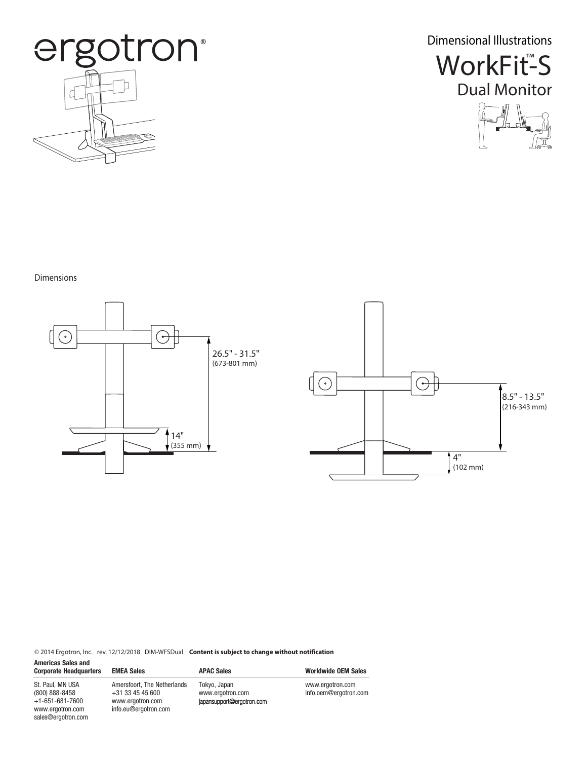ergotron®

# Dimensional Illustrations

# WorkFit™-S

## Dual Monitor

Dimensions

26.5" - 31.5"
(673-801 mm)

14"
(355 mm)

8.5" - 13.5"
(216-343 mm)

4"
(102 mm)

© 2014 Ergotron, Inc. rev. 12/12/2018 DIM-WFSDual **Content is subject to change without notification**

| Americas Sales and Corporate Headquarters | EMEA Sales | APAC Sales | Worldwide OEM Sales |
|---|---|---|---|
| St. Paul, MN USA<br>(800) 888-8458<br>+1-651-681-7600<br>www.ergotron.com<br>sales@ergotron.com | Amersfoort, The Netherlands<br>+31 33 45 45 600<br>www.ergotron.com<br>info.eu@ergotron.com | Tokyo, Japan<br>www.ergotron.com<br>japansupport@ergotron.com | www.ergotron.com<br>info.oem@ergotron.com |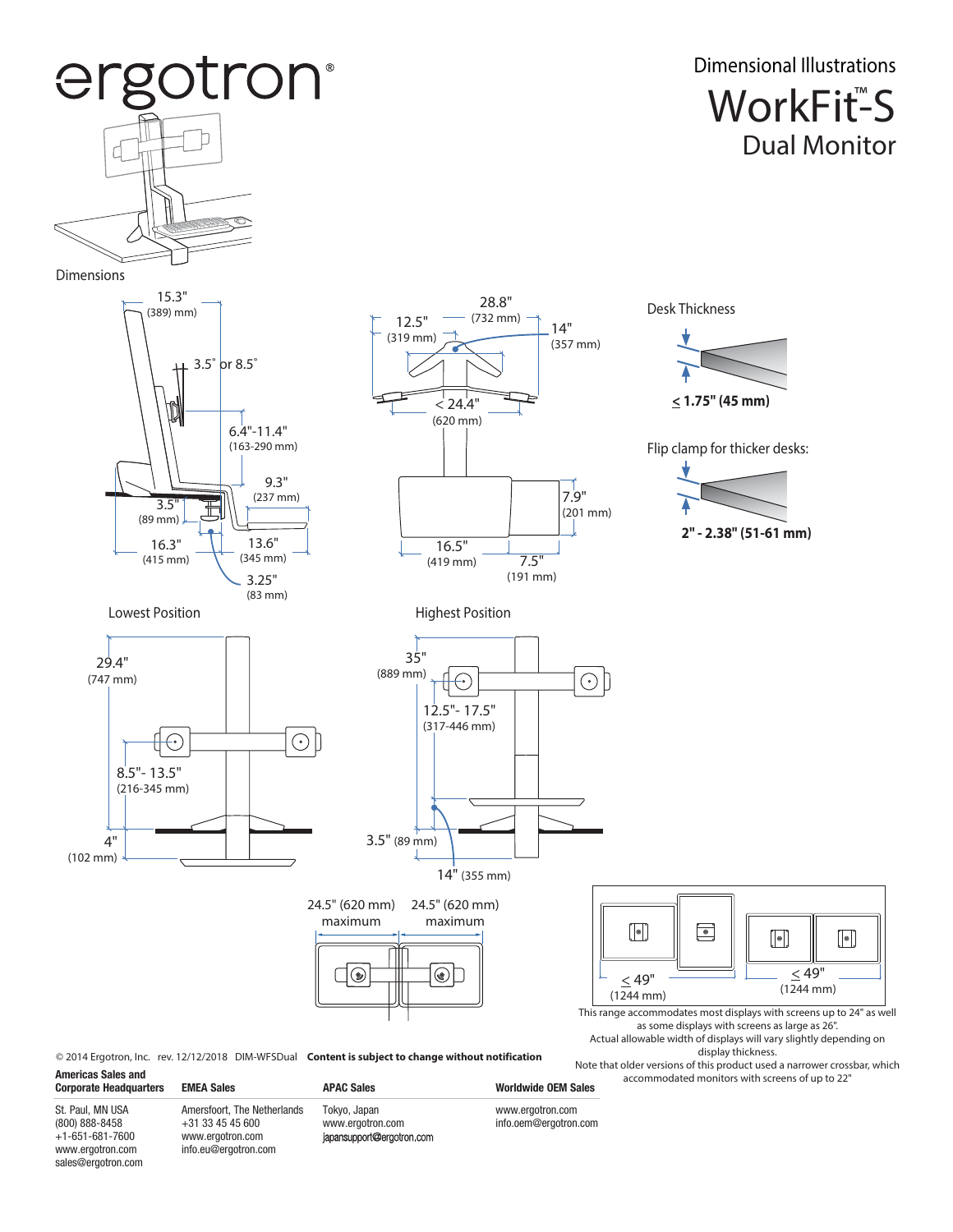# ergotron®

## Dimensional Illustrations
# WorkFit™-S
## Dual Monitor

### Dimensions

15.3" (389) mm)

3.5° or 8.5°

6.4"-11.4" (163-290 mm)

9.3" (237 mm)

3.5" (89 mm)

16.3" (415 mm)

13.6" (345 mm)

3.25" (83 mm)

28.8" (732 mm)

12.5" (319 mm)

14" (357 mm)

< 24.4" (620 mm)

7.9" (201 mm)

16.5" (419 mm)

7.5" (191 mm)

### Desk Thickness

≤ 1.75" (45 mm)

Flip clamp for thicker desks:

2" - 2.38" (51-61 mm)

### Lowest Position

29.4" (747 mm)

8.5"- 13.5" (216-345 mm)

4" (102 mm)

### Highest Position

35" (889 mm)

12.5"- 17.5" (317-446 mm)

3.5" (89 mm)

14" (355 mm)

24.5" (620 mm) maximum

24.5" (620 mm) maximum

≤ 49" (1244 mm)

≤ 49" (1244 mm)

This range accommodates most displays with screens up to 24" as well as some displays with screens as large as 26".
Actual allowable width of displays will vary slightly depending on display thickness.
Note that older versions of this product used a narrower crossbar, which accommodated monitors with screens of up to 22"

© 2014 Ergotron, Inc. rev. 12/12/2018 DIM-WFSDual **Content is subject to change without notification**

| Americas Sales and Corporate Headquarters | EMEA Sales | APAC Sales | Worldwide OEM Sales |
|---|---|---|---|
| St. Paul, MN USA<br>(800) 888-8458<br>+1-651-681-7600<br>www.ergotron.com<br>sales@ergotron.com | Amersfoort, The Netherlands<br>+31 33 45 45 600<br>www.ergotron.com<br>info.eu@ergotron.com | Tokyo, Japan<br>www.ergotron.com<br>japansupport@ergotron.com | www.ergotron.com<br>info.oem@ergotron.com |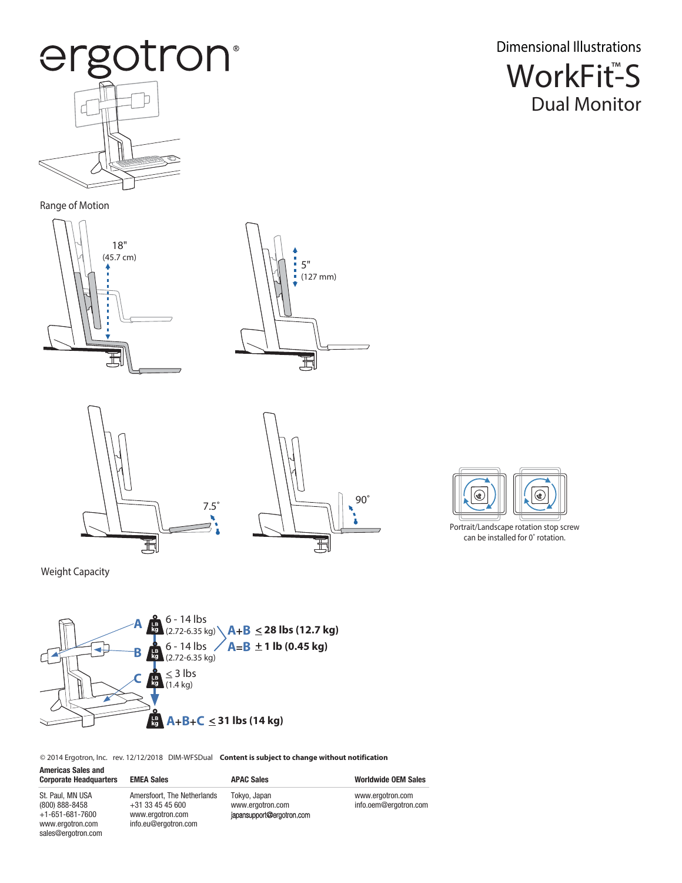ergotron®

# Dimensional Illustrations

# WorkFit™-S
## Dual Monitor

### Range of Motion

18"
(45.7 cm)

5"
(127 mm)

7.5˚

90˚

Portrait/Landscape rotation stop screw can be installed for 0˚ rotation.

### Weight Capacity

A 6 - 14 lbs (2.72-6.35 kg)

B 6 - 14 lbs (2.72-6.35 kg)

**A+B ≤ 28 lbs (12.7 kg)**

**A=B ± 1 lb (0.45 kg)**

C ≤ 3 lbs (1.4 kg)

**A+B+C ≤ 31 lbs (14 kg)**

© 2014 Ergotron, Inc. rev. 12/12/2018 DIM-WFSDual **Content is subject to change without notification**

| Americas Sales and Corporate Headquarters | EMEA Sales | APAC Sales | Worldwide OEM Sales |
|---|---|---|---|
| St. Paul, MN USA<br>(800) 888-8458<br>+1-651-681-7600<br>www.ergotron.com<br>sales@ergotron.com | Amersfoort, The Netherlands<br>+31 33 45 45 600<br>www.ergotron.com<br>info.eu@ergotron.com | Tokyo, Japan<br>www.ergotron.com<br>japansupport@ergotron.com | www.ergotron.com<br>info.oem@ergotron.com |